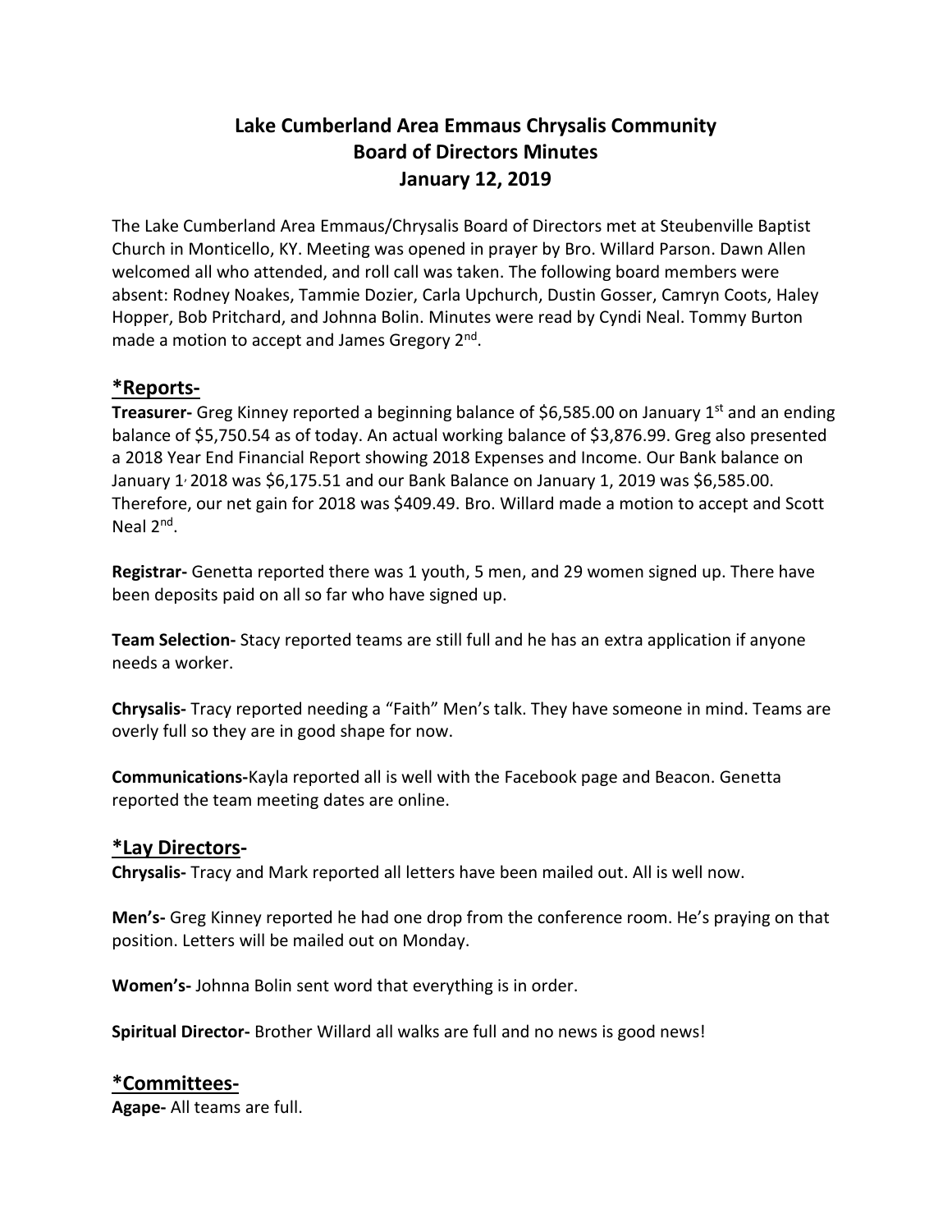# Lake Cumberland Area Emmaus Chrysalis Community
# Board of Directors Minutes
# January 12, 2019

The Lake Cumberland Area Emmaus/Chrysalis Board of Directors met at Steubenville Baptist Church in Monticello, KY. Meeting was opened in prayer by Bro. Willard Parson. Dawn Allen welcomed all who attended, and roll call was taken. The following board members were absent: Rodney Noakes, Tammie Dozier, Carla Upchurch, Dustin Gosser, Camryn Coots, Haley Hopper, Bob Pritchard, and Johnna Bolin. Minutes were read by Cyndi Neal. Tommy Burton made a motion to accept and James Gregory 2nd.

## *Reports-

**Treasurer-** Greg Kinney reported a beginning balance of $6,585.00 on January 1st and an ending balance of $5,750.54 as of today. An actual working balance of $3,876.99. Greg also presented a 2018 Year End Financial Report showing 2018 Expenses and Income. Our Bank balance on January 1, 2018 was $6,175.51 and our Bank Balance on January 1, 2019 was $6,585.00. Therefore, our net gain for 2018 was $409.49. Bro. Willard made a motion to accept and Scott Neal 2nd.

**Registrar-** Genetta reported there was 1 youth, 5 men, and 29 women signed up. There have been deposits paid on all so far who have signed up.

**Team Selection-** Stacy reported teams are still full and he has an extra application if anyone needs a worker.

**Chrysalis-** Tracy reported needing a "Faith" Men's talk. They have someone in mind. Teams are overly full so they are in good shape for now.

**Communications-**Kayla reported all is well with the Facebook page and Beacon. Genetta reported the team meeting dates are online.

## *Lay Directors-

**Chrysalis-** Tracy and Mark reported all letters have been mailed out. All is well now.

**Men's-** Greg Kinney reported he had one drop from the conference room. He's praying on that position. Letters will be mailed out on Monday.

**Women's-** Johnna Bolin sent word that everything is in order.

**Spiritual Director-** Brother Willard all walks are full and no news is good news!

## *Committees-

**Agape-** All teams are full.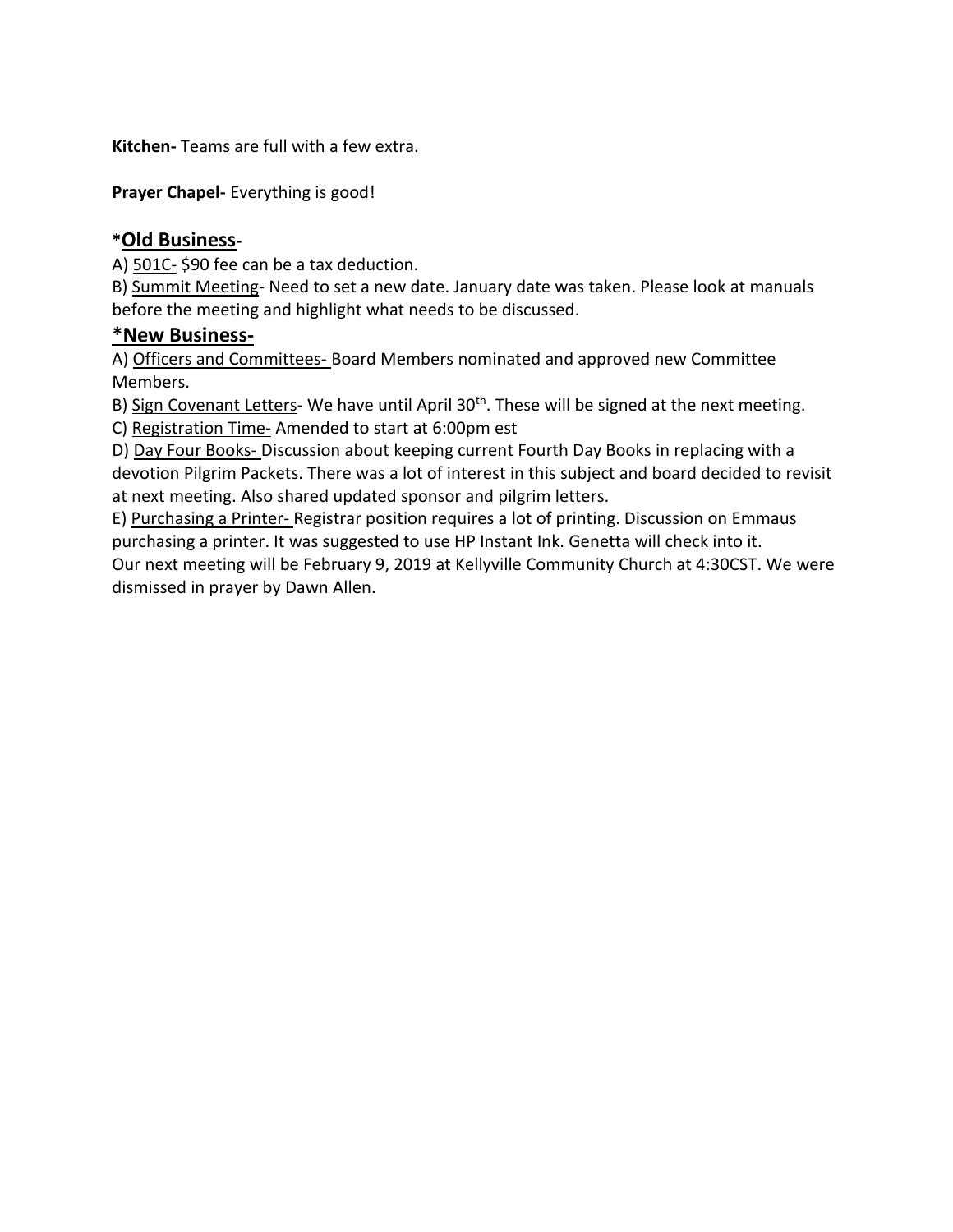**Kitchen-** Teams are full with a few extra.

**Prayer Chapel-** Everything is good!

## *Old Business-

A) 501C- $90 fee can be a tax deduction.

B) Summit Meeting- Need to set a new date. January date was taken. Please look at manuals before the meeting and highlight what needs to be discussed.

## *New Business-

A) Officers and Committees- Board Members nominated and approved new Committee Members.

B) Sign Covenant Letters- We have until April 30th. These will be signed at the next meeting.

C) Registration Time- Amended to start at 6:00pm est

D) Day Four Books- Discussion about keeping current Fourth Day Books in replacing with a devotion Pilgrim Packets. There was a lot of interest in this subject and board decided to revisit at next meeting. Also shared updated sponsor and pilgrim letters.

E) Purchasing a Printer- Registrar position requires a lot of printing. Discussion on Emmaus purchasing a printer. It was suggested to use HP Instant Ink. Genetta will check into it.

Our next meeting will be February 9, 2019 at Kellyville Community Church at 4:30CST. We were dismissed in prayer by Dawn Allen.